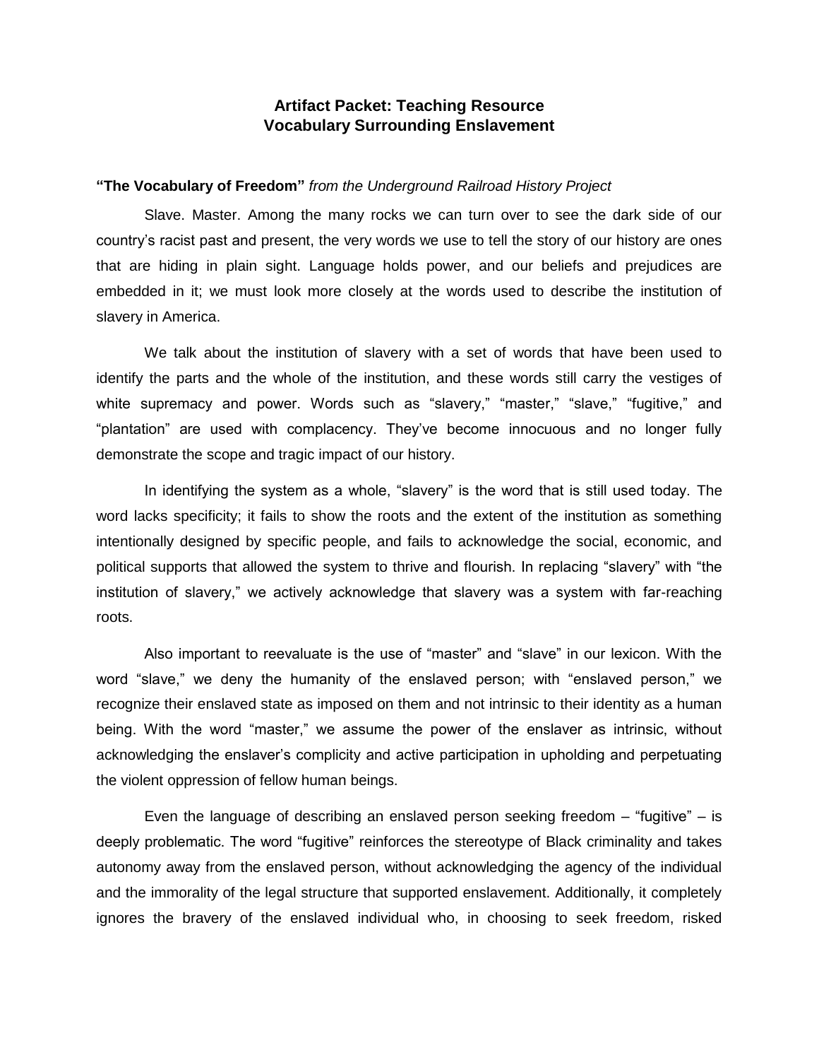# Artifact Packet: Teaching Resource
# Vocabulary Surrounding Enslavement

**"The Vocabulary of Freedom"** *from the Underground Railroad History Project*

Slave. Master. Among the many rocks we can turn over to see the dark side of our country's racist past and present, the very words we use to tell the story of our history are ones that are hiding in plain sight. Language holds power, and our beliefs and prejudices are embedded in it; we must look more closely at the words used to describe the institution of slavery in America.

We talk about the institution of slavery with a set of words that have been used to identify the parts and the whole of the institution, and these words still carry the vestiges of white supremacy and power. Words such as "slavery," "master," "slave," "fugitive," and "plantation" are used with complacency. They've become innocuous and no longer fully demonstrate the scope and tragic impact of our history.

In identifying the system as a whole, "slavery" is the word that is still used today. The word lacks specificity; it fails to show the roots and the extent of the institution as something intentionally designed by specific people, and fails to acknowledge the social, economic, and political supports that allowed the system to thrive and flourish. In replacing "slavery" with "the institution of slavery," we actively acknowledge that slavery was a system with far-reaching roots.

Also important to reevaluate is the use of "master" and "slave" in our lexicon. With the word "slave," we deny the humanity of the enslaved person; with "enslaved person," we recognize their enslaved state as imposed on them and not intrinsic to their identity as a human being. With the word "master," we assume the power of the enslaver as intrinsic, without acknowledging the enslaver's complicity and active participation in upholding and perpetuating the violent oppression of fellow human beings.

Even the language of describing an enslaved person seeking freedom – "fugitive" – is deeply problematic. The word "fugitive" reinforces the stereotype of Black criminality and takes autonomy away from the enslaved person, without acknowledging the agency of the individual and the immorality of the legal structure that supported enslavement. Additionally, it completely ignores the bravery of the enslaved individual who, in choosing to seek freedom, risked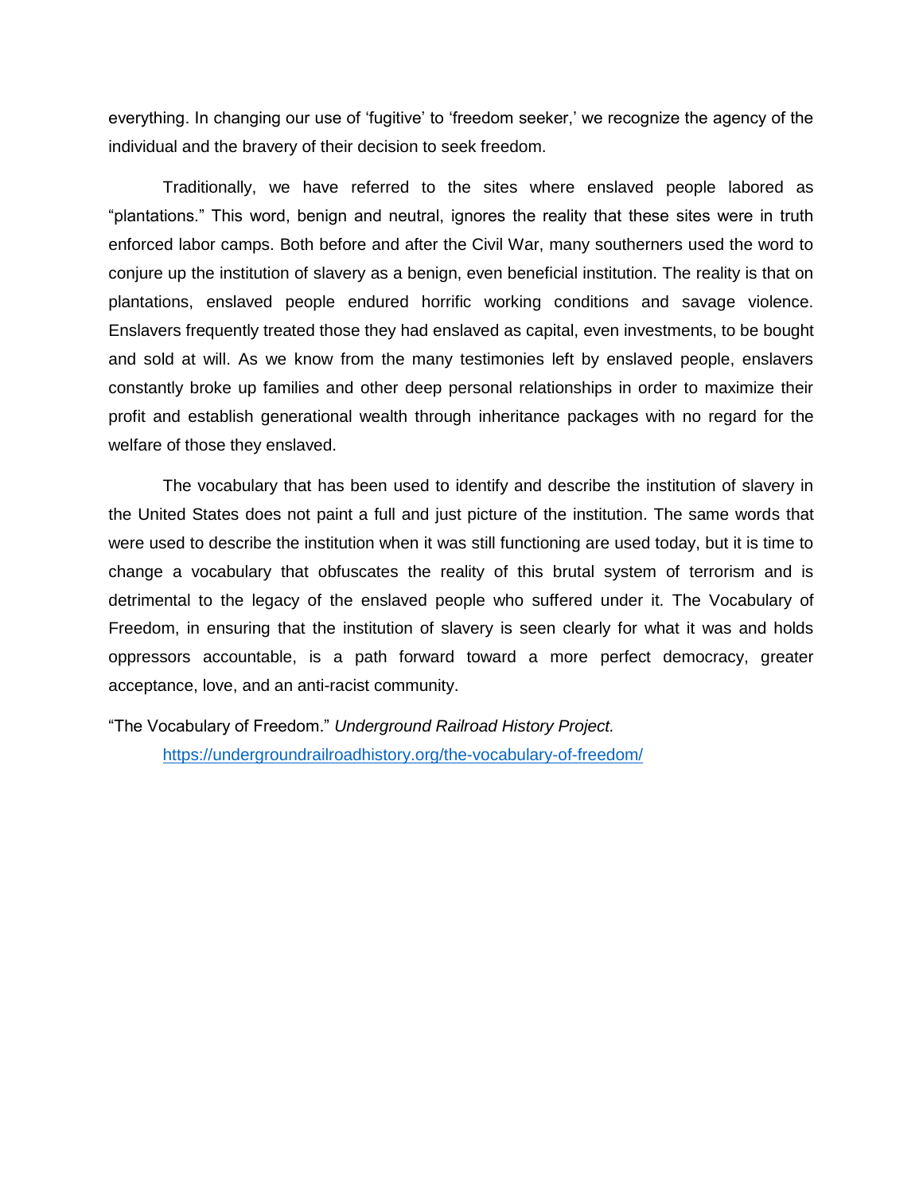everything. In changing our use of 'fugitive' to 'freedom seeker,' we recognize the agency of the individual and the bravery of their decision to seek freedom.

Traditionally, we have referred to the sites where enslaved people labored as "plantations." This word, benign and neutral, ignores the reality that these sites were in truth enforced labor camps. Both before and after the Civil War, many southerners used the word to conjure up the institution of slavery as a benign, even beneficial institution. The reality is that on plantations, enslaved people endured horrific working conditions and savage violence. Enslavers frequently treated those they had enslaved as capital, even investments, to be bought and sold at will. As we know from the many testimonies left by enslaved people, enslavers constantly broke up families and other deep personal relationships in order to maximize their profit and establish generational wealth through inheritance packages with no regard for the welfare of those they enslaved.

The vocabulary that has been used to identify and describe the institution of slavery in the United States does not paint a full and just picture of the institution. The same words that were used to describe the institution when it was still functioning are used today, but it is time to change a vocabulary that obfuscates the reality of this brutal system of terrorism and is detrimental to the legacy of the enslaved people who suffered under it. The Vocabulary of Freedom, in ensuring that the institution of slavery is seen clearly for what it was and holds oppressors accountable, is a path forward toward a more perfect democracy, greater acceptance, love, and an anti-racist community.

"The Vocabulary of Freedom." *Underground Railroad History Project.* https://undergroundrailroadhistory.org/the-vocabulary-of-freedom/